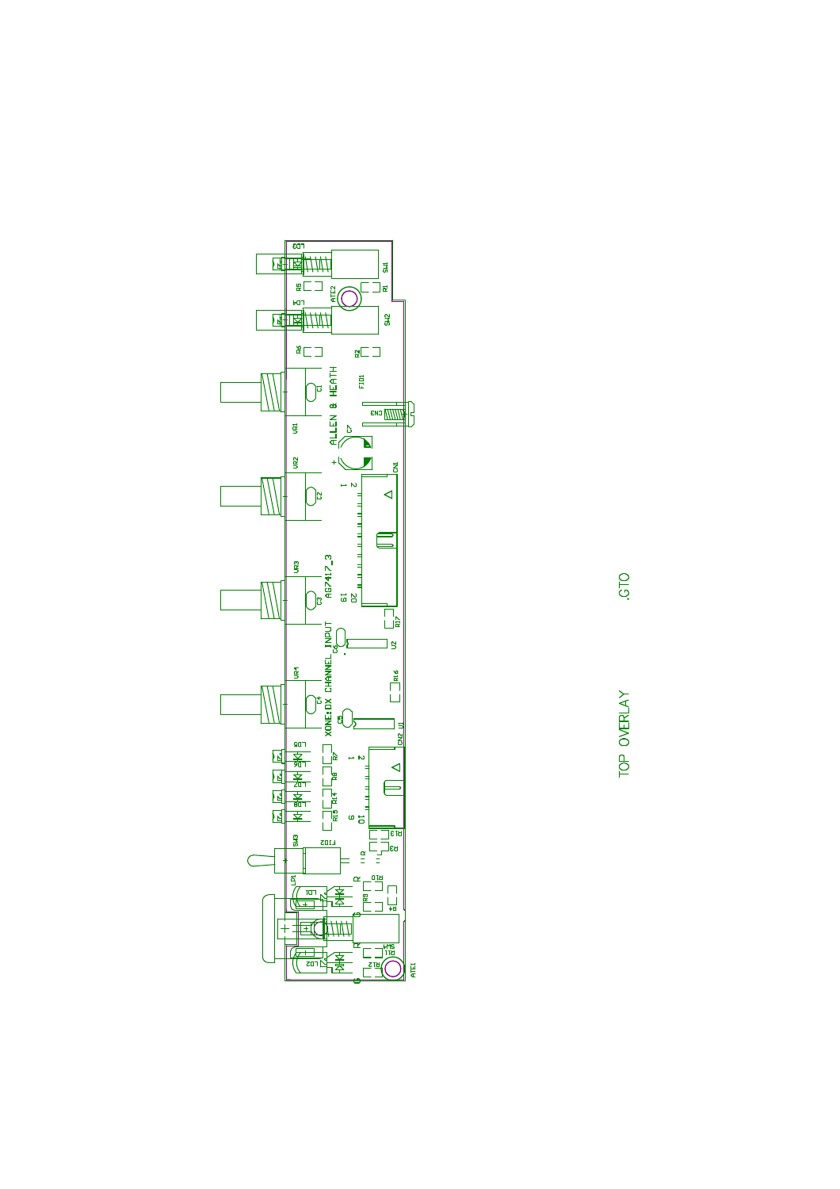ALLEN & HEATH

XONE:DX CHANNEL INPUT

AG7417_3

TOP OVERLAY

.GTO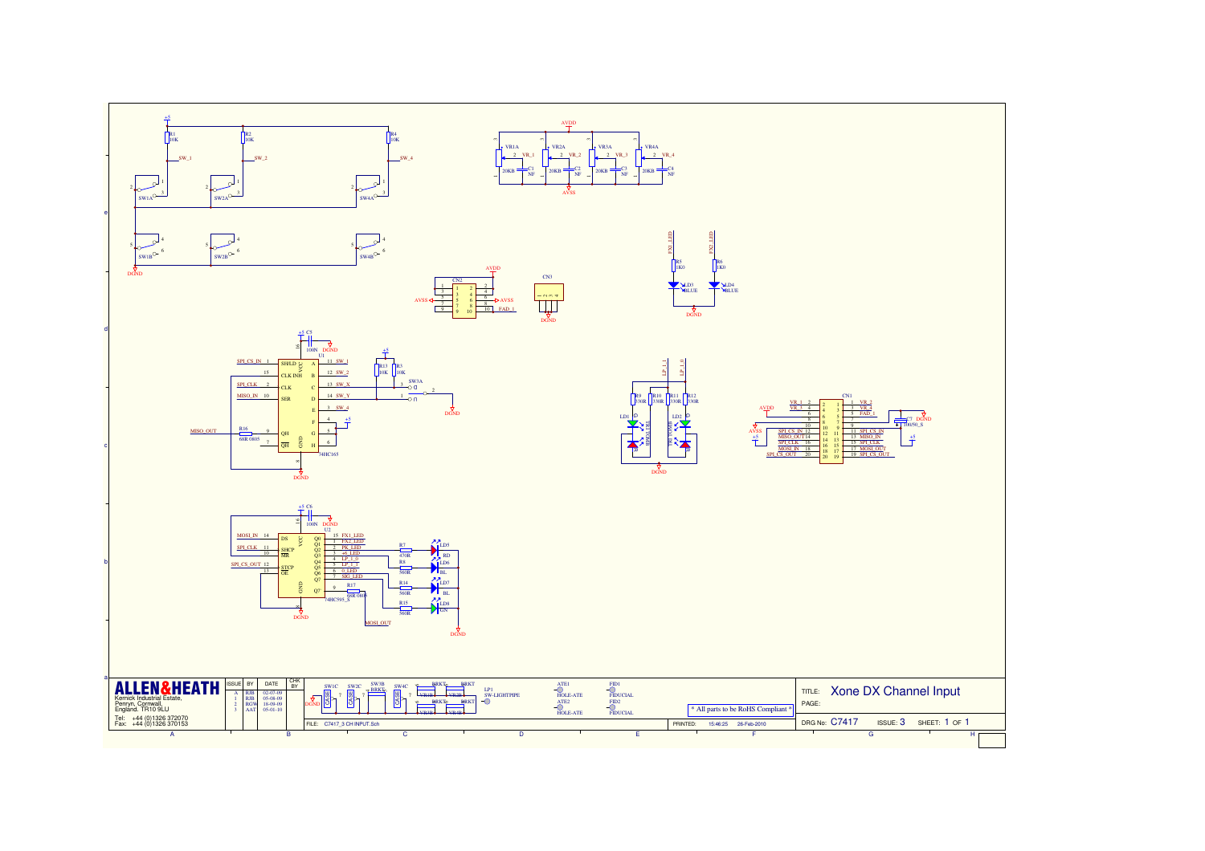+5

R1 10K

R2 10K

R4 10K

SW_1

SW_2

SW_4

SW1A

SW2A

SW4A

SW1B

SW2B

SW4B

DGND

AVDD

VR1A 2 VR_1

VR2A 2 VR_2

VR3A 2 VR_3

VR4A 2 VR_4

20KB C1 NF

20KB C2 NF

20KB C3 NF

20KB C4 NF

AVSS

CN2

AVDD

AVSS

AVSS

FAD_1

CN3

DGND

FX1_LED

FX2_LED

R5 1K0

R6 1K0

LD3 BLUE

LD4 BLUE

DGND

+5 C5 100N DGND

U1

SPI_CS_IN 1 SH/LD A 11 SW_1

15 CLK INH B 12 SW_2

SPI_CLK 2 CLK C 13 SW_X

MISO_IN 10 SER D 14 SW_Y

E 3 SW_4

F 4

G 5

MISO_OUT R16 68R 0805 9 QH

7 QH H 6

74HC165

DGND

R13 10K

R3 10K

SW3A

DGND

LP_1_1

LP_1_0

R9 330R

R10 330R

R11 330R

R12 330R

LD1

LD2

DGND

CN1

VR_1 2 1 VR_2

VR_3 4 3 VR_4

AVDD 6 5 FAD_1

8 7

AVSS 10 9

SPI_CS_IN 12 11 SPI_CS_IN

MISO_OUT 14 13 MISO_IN

SPI_CLK 16 15 SPI_CLK

MOSI_IN 18 17 MOSI_OUT

SPI_CS_OUT 20 19 SPI_CS_OUT

C7 100U50_S DGND

+5 C6 100N DGND

U2

MOSI_IN 14 DS Q0 15 FX1_LED

Q1 1 FX2_LED

SPI_CLK 11 SHCP Q2 2 PK_LED

10 MR Q3 3 +6_LED

SPI_CS_OUT 12 STCP Q4 4 LP_1_0

13 OE Q5 5 LP_1_1

Q6 6 0_LED

Q7 7 SIG_LED

Q7' 9 R17 68R 0805

74HC595_S

DGND

R7 470R LD5 RD

R8 560R LD6 BL

R14 560R LD7 BL

R15 560R LD8 GN

MOSI_OUT

DGND

**ALLEN&HEATH**

Kernick Industrial Estate,
Penryn, Cornwall,
England. TR10 9LU

Tel: +44 (0)1326 372070
Fax: +44 (0)1326 370153

| ISSUE | BY | DATE | CHK BY |
|---|---|---|---|
| A | RJB | 02-07-09 | |
| 1 | RJB | 05-08-09 | |
| 2 | RGW | 18-09-09 | |
| 3 | AAT | 05-01-10 | |

SW1C SW2C SW3B SW4C BRKT BRKT LP1 SW-LIGHTPIPE

ATE1 HOLE-ATE

ATE2 HOLE-ATE

FID1 FIDUCIAL

FID2 FIDUCIAL

\* All parts to be RoHS Compliant \*

FILE: C7417_3 CH INPUT.Sch

PRINTED: 15:46:25 26-Feb-2010

TITLE: Xone DX Channel Input

PAGE:

DRG No: C7417 ISSUE: 3 SHEET: 1 OF 1